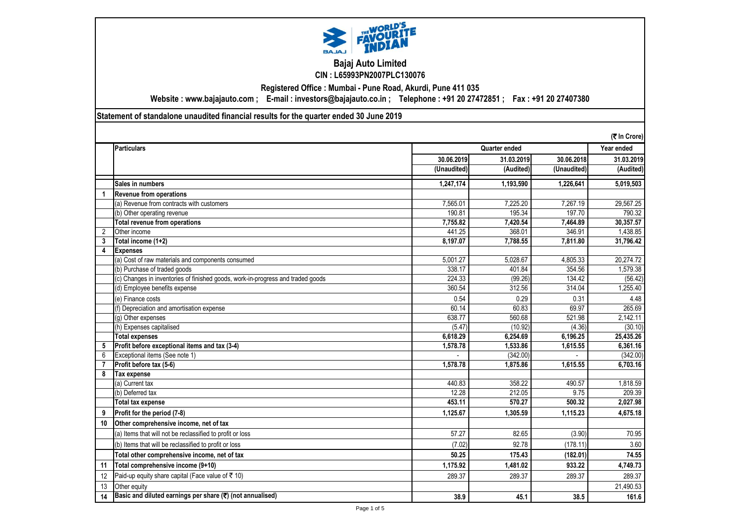# Bajaj Auto Limited

**CIN : L65993PN2007PLC130076**

**Registered Office : Mumbai - Pune Road, Akurdi, Pune 411 035**

**Website : www.bajajauto.com ; E-mail : investors@bajajauto.co.in ; Telephone : +91 20 27472851 ; Fax : +91 20 27407380**

## Statement of standalone unaudited financial results for the quarter ended 30 June 2019

**(₹ In Crore)**

| | Particulars | Quarter ended | | | Year ended |
|---|---|---|---|---|---|
| | | 30.06.2019 | 31.03.2019 | 30.06.2018 | 31.03.2019 |
| | | (Unaudited) | (Audited) | (Unaudited) | (Audited) |
| | **Sales in numbers** | **1,247,174** | **1,193,590** | **1,226,641** | **5,019,503** |
| **1** | **Revenue from operations** | | | | |
| | (a) Revenue from contracts with customers | 7,565.01 | 7,225.20 | 7,267.19 | 29,567.25 |
| | (b) Other operating revenue | 190.81 | 195.34 | 197.70 | 790.32 |
| | **Total revenue from operations** | **7,755.82** | **7,420.54** | **7,464.89** | **30,357.57** |
| 2 | Other income | 441.25 | 368.01 | 346.91 | 1,438.85 |
| **3** | **Total income (1+2)** | **8,197.07** | **7,788.55** | **7,811.80** | **31,796.42** |
| **4** | **Expenses** | | | | |
| | (a) Cost of raw materials and components consumed | 5,001.27 | 5,028.67 | 4,805.33 | 20,274.72 |
| | (b) Purchase of traded goods | 338.17 | 401.84 | 354.56 | 1,579.38 |
| | (c) Changes in inventories of finished goods, work-in-progress and traded goods | 224.33 | (99.26) | 134.42 | (56.42) |
| | (d) Employee benefits expense | 360.54 | 312.56 | 314.04 | 1,255.40 |
| | (e) Finance costs | 0.54 | 0.29 | 0.31 | 4.48 |
| | (f) Depreciation and amortisation expense | 60.14 | 60.83 | 69.97 | 265.69 |
| | (g) Other expenses | 638.77 | 560.68 | 521.98 | 2,142.11 |
| | (h) Expenses capitalised | (5.47) | (10.92) | (4.36) | (30.10) |
| | **Total expenses** | **6,618.29** | **6,254.69** | **6,196.25** | **25,435.26** |
| **5** | **Profit before exceptional items and tax (3-4)** | **1,578.78** | **1,533.86** | **1,615.55** | **6,361.16** |
| 6 | Exceptional items (See note 1) | - | (342.00) | - | (342.00) |
| **7** | **Profit before tax (5-6)** | **1,578.78** | **1,875.86** | **1,615.55** | **6,703.16** |
| **8** | **Tax expense** | | | | |
| | (a) Current tax | 440.83 | 358.22 | 490.57 | 1,818.59 |
| | (b) Deferred tax | 12.28 | 212.05 | 9.75 | 209.39 |
| | **Total tax expense** | **453.11** | **570.27** | **500.32** | **2,027.98** |
| **9** | **Profit for the period (7-8)** | **1,125.67** | **1,305.59** | **1,115.23** | **4,675.18** |
| **10** | **Other comprehensive income, net of tax** | | | | |
| | (a) Items that will not be reclassified to profit or loss | 57.27 | 82.65 | (3.90) | 70.95 |
| | (b) Items that will be reclassified to profit or loss | (7.02) | 92.78 | (178.11) | 3.60 |
| | **Total other comprehensive income, net of tax** | **50.25** | **175.43** | **(182.01)** | **74.55** |
| **11** | **Total comprehensive income (9+10)** | **1,175.92** | **1,481.02** | **933.22** | **4,749.73** |
| 12 | Paid-up equity share capital (Face value of ₹ 10) | 289.37 | 289.37 | 289.37 | 289.37 |
| 13 | Other equity | | | | 21,490.53 |
| **14** | **Basic and diluted earnings per share (₹) (not annualised)** | **38.9** | **45.1** | **38.5** | **161.6** |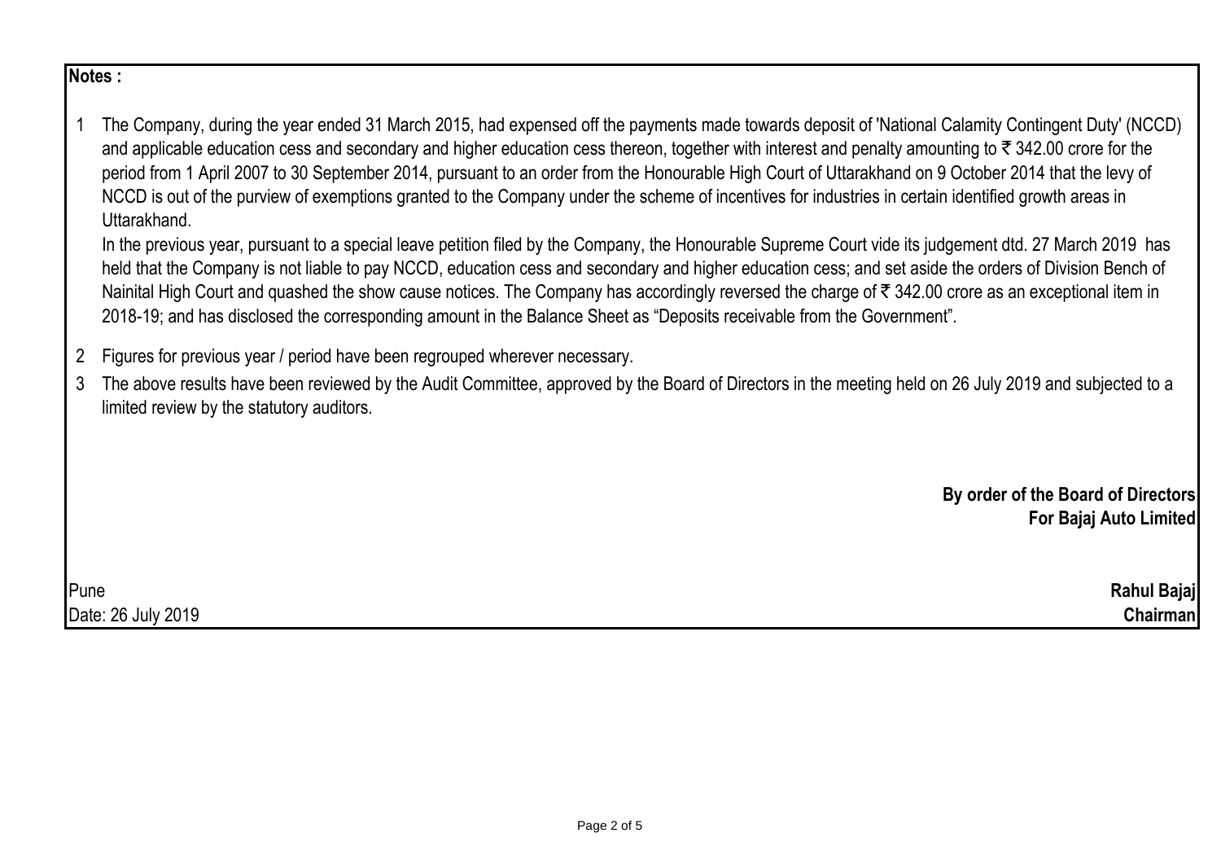**Notes :**

1. The Company, during the year ended 31 March 2015, had expensed off the payments made towards deposit of 'National Calamity Contingent Duty' (NCCD) and applicable education cess and secondary and higher education cess thereon, together with interest and penalty amounting to ₹ 342.00 crore for the period from 1 April 2007 to 30 September 2014, pursuant to an order from the Honourable High Court of Uttarakhand on 9 October 2014 that the levy of NCCD is out of the purview of exemptions granted to the Company under the scheme of incentives for industries in certain identified growth areas in Uttarakhand.

   In the previous year, pursuant to a special leave petition filed by the Company, the Honourable Supreme Court vide its judgement dtd. 27 March 2019 has held that the Company is not liable to pay NCCD, education cess and secondary and higher education cess; and set aside the orders of Division Bench of Nainital High Court and quashed the show cause notices. The Company has accordingly reversed the charge of ₹ 342.00 crore as an exceptional item in 2018-19; and has disclosed the corresponding amount in the Balance Sheet as "Deposits receivable from the Government".

2. Figures for previous year / period have been regrouped wherever necessary.

3. The above results have been reviewed by the Audit Committee, approved by the Board of Directors in the meeting held on 26 July 2019 and subjected to a limited review by the statutory auditors.

**By order of the Board of Directors**
**For Bajaj Auto Limited**

Pune
Date: 26 July 2019

**Rahul Bajaj**
**Chairman**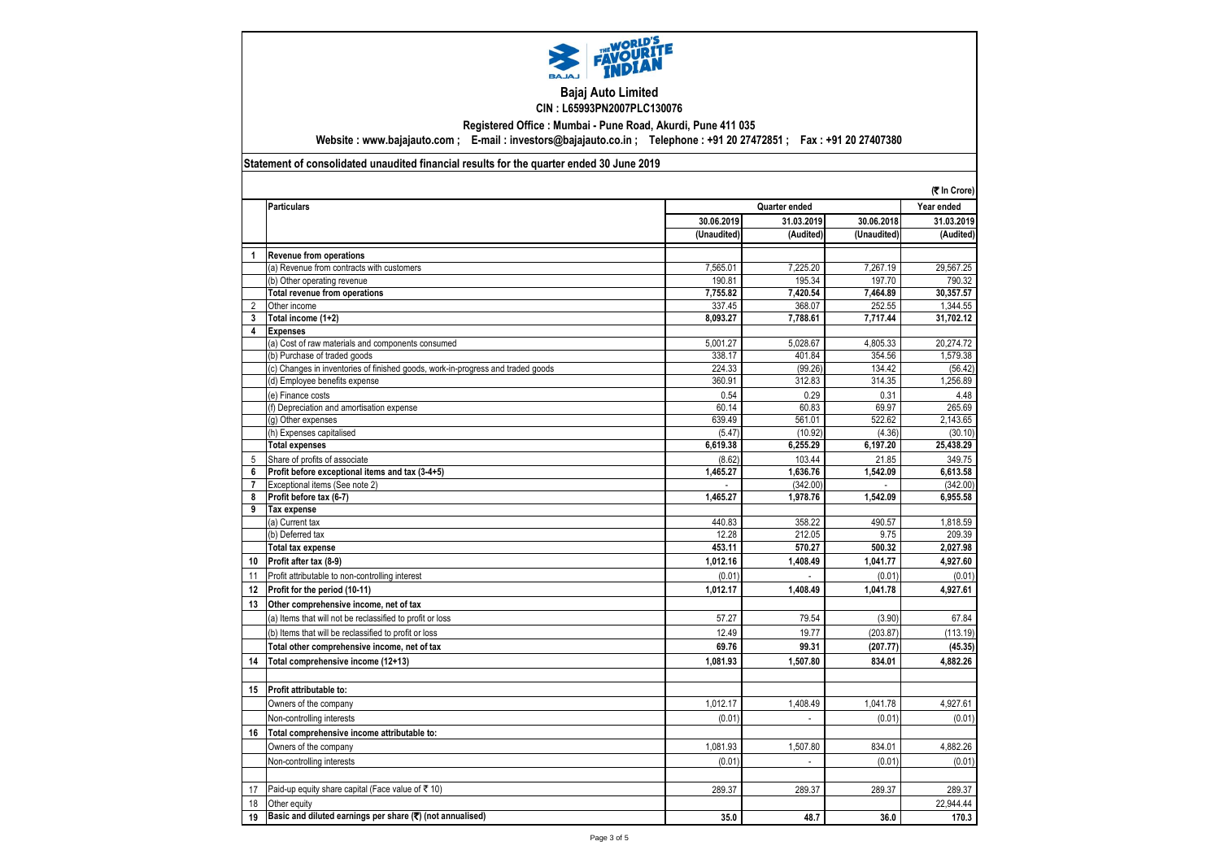# Bajaj Auto Limited

**CIN : L65993PN2007PLC130076**

**Registered Office : Mumbai - Pune Road, Akurdi, Pune 411 035**

**Website : www.bajajauto.com ; E-mail : investors@bajajauto.co.in ; Telephone : +91 20 27472851 ; Fax : +91 20 27407380**

**Statement of consolidated unaudited financial results for the quarter ended 30 June 2019**

**(₹ In Crore)**

| | Particulars | Quarter ended | | | Year ended |
|---|---|---|---|---|---|
| | | 30.06.2019 | 31.03.2019 | 30.06.2018 | 31.03.2019 |
| | | (Unaudited) | (Audited) | (Unaudited) | (Audited) |
| 1 | **Revenue from operations** | | | | |
| | (a) Revenue from contracts with customers | 7,565.01 | 7,225.20 | 7,267.19 | 29,567.25 |
| | (b) Other operating revenue | 190.81 | 195.34 | 197.70 | 790.32 |
| | **Total revenue from operations** | **7,755.82** | **7,420.54** | **7,464.89** | **30,357.57** |
| 2 | Other income | 337.45 | 368.07 | 252.55 | 1,344.55 |
| 3 | **Total income (1+2)** | **8,093.27** | **7,788.61** | **7,717.44** | **31,702.12** |
| 4 | **Expenses** | | | | |
| | (a) Cost of raw materials and components consumed | 5,001.27 | 5,028.67 | 4,805.33 | 20,274.72 |
| | (b) Purchase of traded goods | 338.17 | 401.84 | 354.56 | 1,579.38 |
| | (c) Changes in inventories of finished goods, work-in-progress and traded goods | 224.33 | (99.26) | 134.42 | (56.42) |
| | (d) Employee benefits expense | 360.91 | 312.83 | 314.35 | 1,256.89 |
| | (e) Finance costs | 0.54 | 0.29 | 0.31 | 4.48 |
| | (f) Depreciation and amortisation expense | 60.14 | 60.83 | 69.97 | 265.69 |
| | (g) Other expenses | 639.49 | 561.01 | 522.62 | 2,143.65 |
| | (h) Expenses capitalised | (5.47) | (10.92) | (4.36) | (30.10) |
| | **Total expenses** | **6,619.38** | **6,255.29** | **6,197.20** | **25,438.29** |
| 5 | Share of profits of associate | (8.62) | 103.44 | 21.85 | 349.75 |
| 6 | **Profit before exceptional items and tax (3-4+5)** | **1,465.27** | **1,636.76** | **1,542.09** | **6,613.58** |
| 7 | Exceptional items (See note 2) | - | (342.00) | - | (342.00) |
| 8 | **Profit before tax (6-7)** | **1,465.27** | **1,978.76** | **1,542.09** | **6,955.58** |
| 9 | **Tax expense** | | | | |
| | (a) Current tax | 440.83 | 358.22 | 490.57 | 1,818.59 |
| | (b) Deferred tax | 12.28 | 212.05 | 9.75 | 209.39 |
| | **Total tax expense** | **453.11** | **570.27** | **500.32** | **2,027.98** |
| 10 | **Profit after tax (8-9)** | **1,012.16** | **1,408.49** | **1,041.77** | **4,927.60** |
| 11 | Profit attributable to non-controlling interest | (0.01) | - | (0.01) | (0.01) |
| 12 | **Profit for the period (10-11)** | **1,012.17** | **1,408.49** | **1,041.78** | **4,927.61** |
| 13 | **Other comprehensive income, net of tax** | | | | |
| | (a) Items that will not be reclassified to profit or loss | 57.27 | 79.54 | (3.90) | 67.84 |
| | (b) Items that will be reclassified to profit or loss | 12.49 | 19.77 | (203.87) | (113.19) |
| | **Total other comprehensive income, net of tax** | **69.76** | **99.31** | **(207.77)** | **(45.35)** |
| 14 | **Total comprehensive income (12+13)** | **1,081.93** | **1,507.80** | **834.01** | **4,882.26** |
| 15 | **Profit attributable to:** | | | | |
| | Owners of the company | 1,012.17 | 1,408.49 | 1,041.78 | 4,927.61 |
| | Non-controlling interests | (0.01) | - | (0.01) | (0.01) |
| 16 | **Total comprehensive income attributable to:** | | | | |
| | Owners of the company | 1,081.93 | 1,507.80 | 834.01 | 4,882.26 |
| | Non-controlling interests | (0.01) | - | (0.01) | (0.01) |
| 17 | Paid-up equity share capital (Face value of ₹ 10) | 289.37 | 289.37 | 289.37 | 289.37 |
| 18 | Other equity | | | | 22,944.44 |
| 19 | **Basic and diluted earnings per share (₹) (not annualised)** | **35.0** | **48.7** | **36.0** | **170.3** |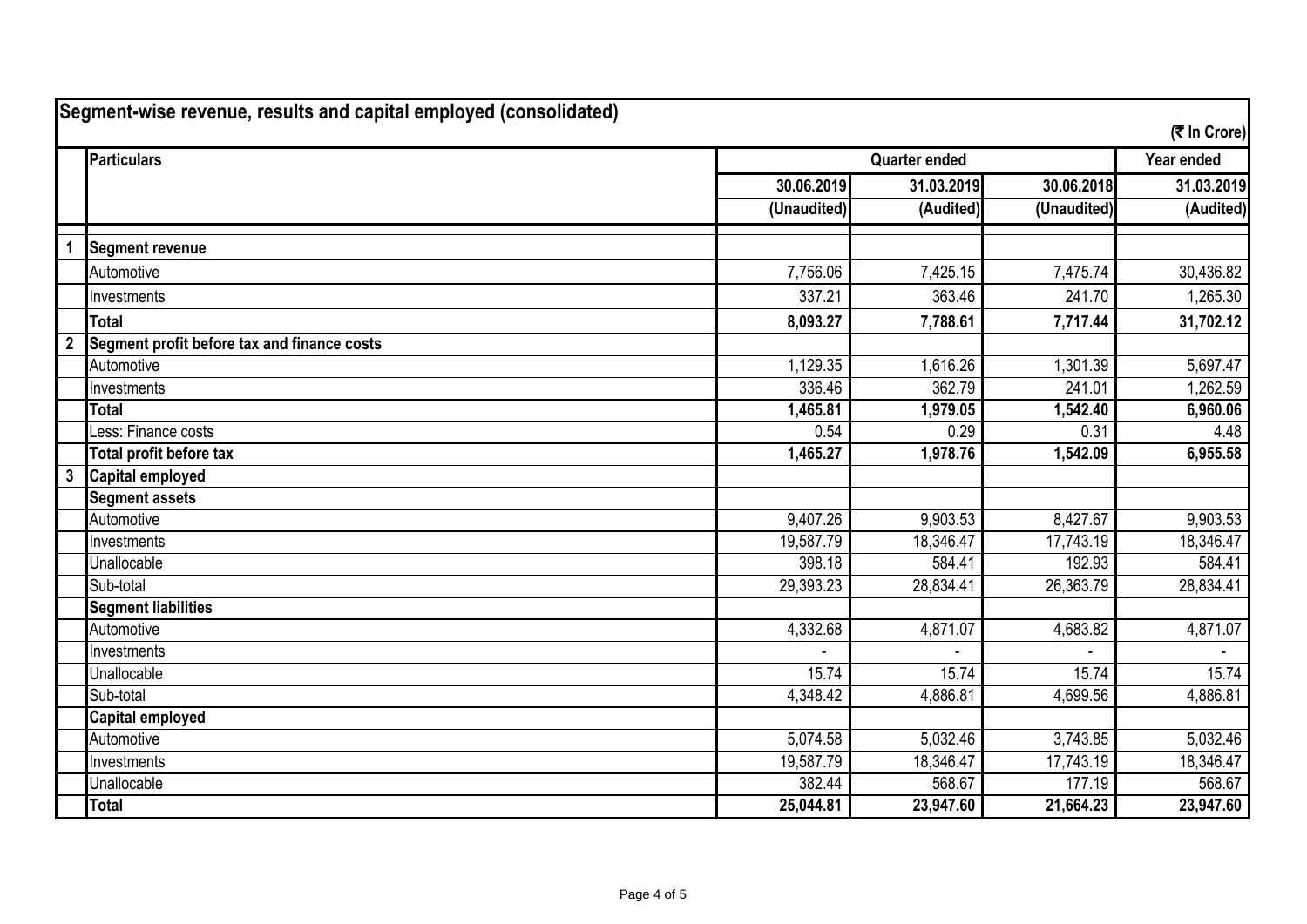## Segment-wise revenue, results and capital employed (consolidated)

(₹ In Crore)

| | Particulars | Quarter ended | | | Year ended |
|---|---|---|---|---|---|
| | | 30.06.2019 | 31.03.2019 | 30.06.2018 | 31.03.2019 |
| | | (Unaudited) | (Audited) | (Unaudited) | (Audited) |
| **1** | **Segment revenue** | | | | |
| | Automotive | 7,756.06 | 7,425.15 | 7,475.74 | 30,436.82 |
| | Investments | 337.21 | 363.46 | 241.70 | 1,265.30 |
| | **Total** | **8,093.27** | **7,788.61** | **7,717.44** | **31,702.12** |
| **2** | **Segment profit before tax and finance costs** | | | | |
| | Automotive | 1,129.35 | 1,616.26 | 1,301.39 | 5,697.47 |
| | Investments | 336.46 | 362.79 | 241.01 | 1,262.59 |
| | **Total** | **1,465.81** | **1,979.05** | **1,542.40** | **6,960.06** |
| | Less: Finance costs | 0.54 | 0.29 | 0.31 | 4.48 |
| | **Total profit before tax** | **1,465.27** | **1,978.76** | **1,542.09** | **6,955.58** |
| **3** | **Capital employed** | | | | |
| | **Segment assets** | | | | |
| | Automotive | 9,407.26 | 9,903.53 | 8,427.67 | 9,903.53 |
| | Investments | 19,587.79 | 18,346.47 | 17,743.19 | 18,346.47 |
| | Unallocable | 398.18 | 584.41 | 192.93 | 584.41 |
| | Sub-total | 29,393.23 | 28,834.41 | 26,363.79 | 28,834.41 |
| | **Segment liabilities** | | | | |
| | Automotive | 4,332.68 | 4,871.07 | 4,683.82 | 4,871.07 |
| | Investments | - | - | - | - |
| | Unallocable | 15.74 | 15.74 | 15.74 | 15.74 |
| | Sub-total | 4,348.42 | 4,886.81 | 4,699.56 | 4,886.81 |
| | **Capital employed** | | | | |
| | Automotive | 5,074.58 | 5,032.46 | 3,743.85 | 5,032.46 |
| | Investments | 19,587.79 | 18,346.47 | 17,743.19 | 18,346.47 |
| | Unallocable | 382.44 | 568.67 | 177.19 | 568.67 |
| | **Total** | **25,044.81** | **23,947.60** | **21,664.23** | **23,947.60** |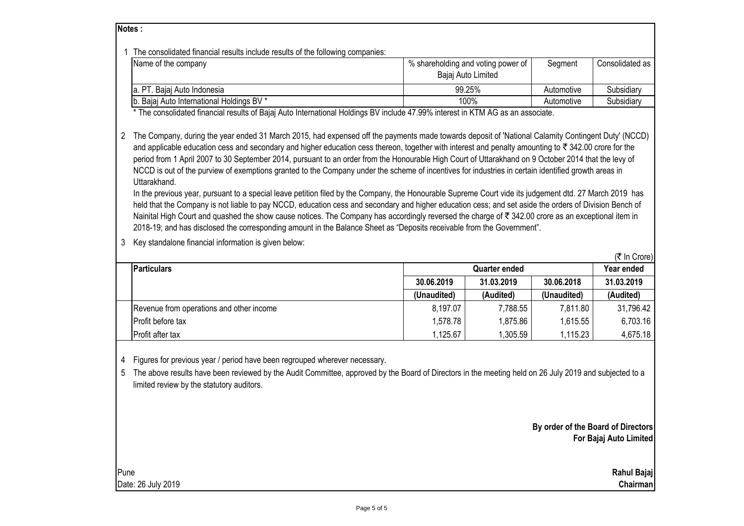**Notes :**

1 The consolidated financial results include results of the following companies:

| Name of the company | % shareholding and voting power of Bajaj Auto Limited | Segment | Consolidated as |
|---|---|---|---|
| a. PT. Bajaj Auto Indonesia | 99.25% | Automotive | Subsidiary |
| b. Bajaj Auto International Holdings BV * | 100% | Automotive | Subsidiary |

\* The consolidated financial results of Bajaj Auto International Holdings BV include 47.99% interest in KTM AG as an associate.

2 The Company, during the year ended 31 March 2015, had expensed off the payments made towards deposit of 'National Calamity Contingent Duty' (NCCD) and applicable education cess and secondary and higher education cess thereon, together with interest and penalty amounting to ₹ 342.00 crore for the period from 1 April 2007 to 30 September 2014, pursuant to an order from the Honourable High Court of Uttarakhand on 9 October 2014 that the levy of NCCD is out of the purview of exemptions granted to the Company under the scheme of incentives for industries in certain identified growth areas in Uttarakhand.

In the previous year, pursuant to a special leave petition filed by the Company, the Honourable Supreme Court vide its judgement dtd. 27 March 2019 has held that the Company is not liable to pay NCCD, education cess and secondary and higher education cess; and set aside the orders of Division Bench of Nainital High Court and quashed the show cause notices. The Company has accordingly reversed the charge of ₹ 342.00 crore as an exceptional item in 2018-19; and has disclosed the corresponding amount in the Balance Sheet as "Deposits receivable from the Government".

3 Key standalone financial information is given below:

(₹ In Crore)

| Particulars | Quarter ended | | | Year ended |
|---|---|---|---|---|
| | 30.06.2019 | 31.03.2019 | 30.06.2018 | 31.03.2019 |
| | (Unaudited) | (Audited) | (Unaudited) | (Audited) |
| Revenue from operations and other income | 8,197.07 | 7,788.55 | 7,811.80 | 31,796.42 |
| Profit before tax | 1,578.78 | 1,875.86 | 1,615.55 | 6,703.16 |
| Profit after tax | 1,125.67 | 1,305.59 | 1,115.23 | 4,675.18 |

4 Figures for previous year / period have been regrouped wherever necessary.

5 The above results have been reviewed by the Audit Committee, approved by the Board of Directors in the meeting held on 26 July 2019 and subjected to a limited review by the statutory auditors.

**By order of the Board of Directors**
**For Bajaj Auto Limited**

Pune
Date: 26 July 2019

**Rahul Bajaj**
**Chairman**